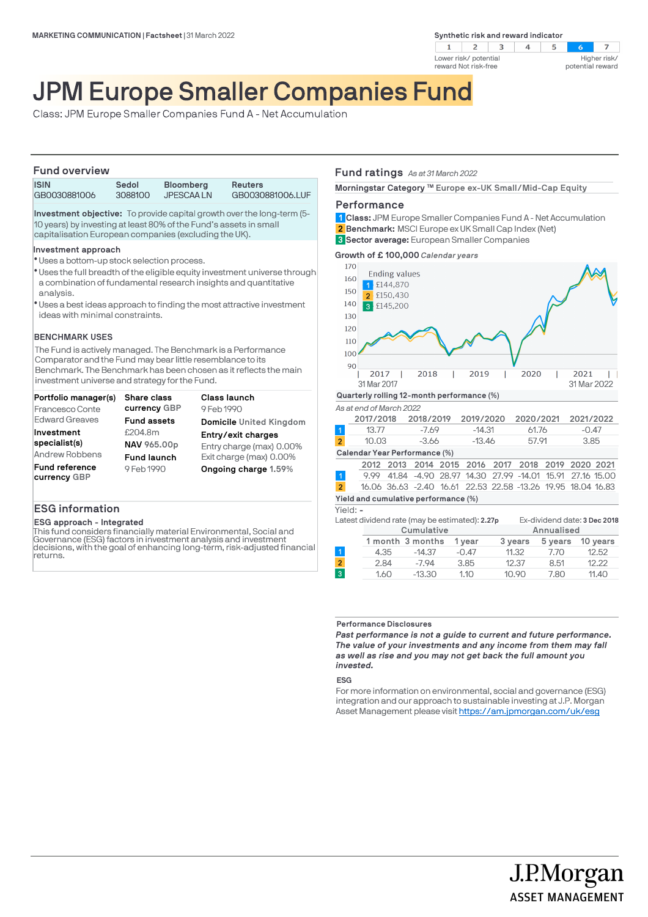MARKETING COMMUNICATION | Factsheet | 31 March 2022

Synthetic risk and reward indicator

| 1 | 2 | 3 | 4 | 5 | 6 | 7 |
|---|---|---|---|---|---|---|

Lower risk/ potential reward Not risk-free — Higher risk/ potential reward

# JPM Europe Smaller Companies Fund

Class: JPM Europe Smaller Companies Fund A - Net Accumulation

## Fund overview

| ISIN | Sedol | Bloomberg | Reuters |
|---|---|---|---|
| GB0030881006 | 3088100 | JPESCAA LN | GB0030881006.LUF |

**Investment objective:** To provide capital growth over the long-term (5-10 years) by investing at least 80% of the Fund's assets in small capitalisation European companies (excluding the UK).

**Investment approach**

- Uses a bottom-up stock selection process.
- Uses the full breadth of the eligible equity investment universe through a combination of fundamental research insights and quantitative analysis.
- Uses a best ideas approach to finding the most attractive investment ideas with minimal constraints.

**BENCHMARK USES**

The Fund is actively managed. The Benchmark is a Performance Comparator and the Fund may bear little resemblance to its Benchmark. The Benchmark has been chosen as it reflects the main investment universe and strategy for the Fund.

**Portfolio manager(s)**
Francesco Conte
Edward Greaves

**Investment specialist(s)**
Andrew Robbens

**Fund reference currency** GBP

**Share class currency** GBP

**Fund assets**
£204.8m

**NAV** 965.00p

**Fund launch**
9 Feb 1990

**Class launch**
9 Feb 1990

**Domicile** United Kingdom

**Entry/exit charges**
Entry charge (max) 0.00%
Exit charge (max) 0.00%

**Ongoing charge** 1.59%

## ESG information

**ESG approach - Integrated**

This fund considers financially material Environmental, Social and Governance (ESG) factors in investment analysis and investment decisions, with the goal of enhancing long-term, risk-adjusted financial returns.

## Fund ratings *As at 31 March 2022*

**Morningstar Category ™** Europe ex-UK Small/Mid-Cap Equity

## Performance

1 **Class:** JPM Europe Smaller Companies Fund A - Net Accumulation
2 **Benchmark:** MSCI Europe ex UK Small Cap Index (Net)
3 **Sector average:** European Smaller Companies

**Growth of £ 100,000** *Calendar years*

Ending values
1 £144,870
2 £150,430
3 £145,200

31 Mar 2017 — 31 Mar 2022

**Quarterly rolling 12-month performance (%)**

*As at end of March 2022*

| | 2017/2018 | 2018/2019 | 2019/2020 | 2020/2021 | 2021/2022 |
|---|---|---|---|---|---|
| 1 | 13.77 | -7.69 | -14.31 | 61.76 | -0.47 |
| 2 | 10.03 | -3.66 | -13.46 | 57.91 | 3.85 |

**Calendar Year Performance (%)**

| | 2012 | 2013 | 2014 | 2015 | 2016 | 2017 | 2018 | 2019 | 2020 | 2021 |
|---|---|---|---|---|---|---|---|---|---|---|
| 1 | 9.99 | 41.84 | -4.90 | 28.97 | 14.30 | 27.99 | -14.01 | 15.91 | 27.16 | 15.00 |
| 2 | 16.06 | 36.63 | -2.40 | 16.61 | 22.53 | 22.58 | -13.26 | 19.95 | 18.04 | 16.83 |

**Yield and cumulative performance (%)**

Yield: -

Latest dividend rate (may be estimated): 2.27p — Ex-dividend date: 3 Dec 2018

| | Cumulative | | | Annualised | | |
|---|---|---|---|---|---|---|
| | 1 month | 3 months | 1 year | 3 years | 5 years | 10 years |
| 1 | 4.35 | -14.37 | -0.47 | 11.32 | 7.70 | 12.52 |
| 2 | 2.84 | -7.94 | 3.85 | 12.37 | 8.51 | 12.22 |
| 3 | 1.60 | -13.30 | 1.10 | 10.90 | 7.80 | 11.40 |

**Performance Disclosures**

***Past performance is not a guide to current and future performance. The value of your investments and any income from them may fall as well as rise and you may not get back the full amount you invested.***

**ESG**

For more information on environmental, social and governance (ESG) integration and our approach to sustainable investing at J.P. Morgan Asset Management please visit https://am.jpmorgan.com/uk/esg

J.P.Morgan ASSET MANAGEMENT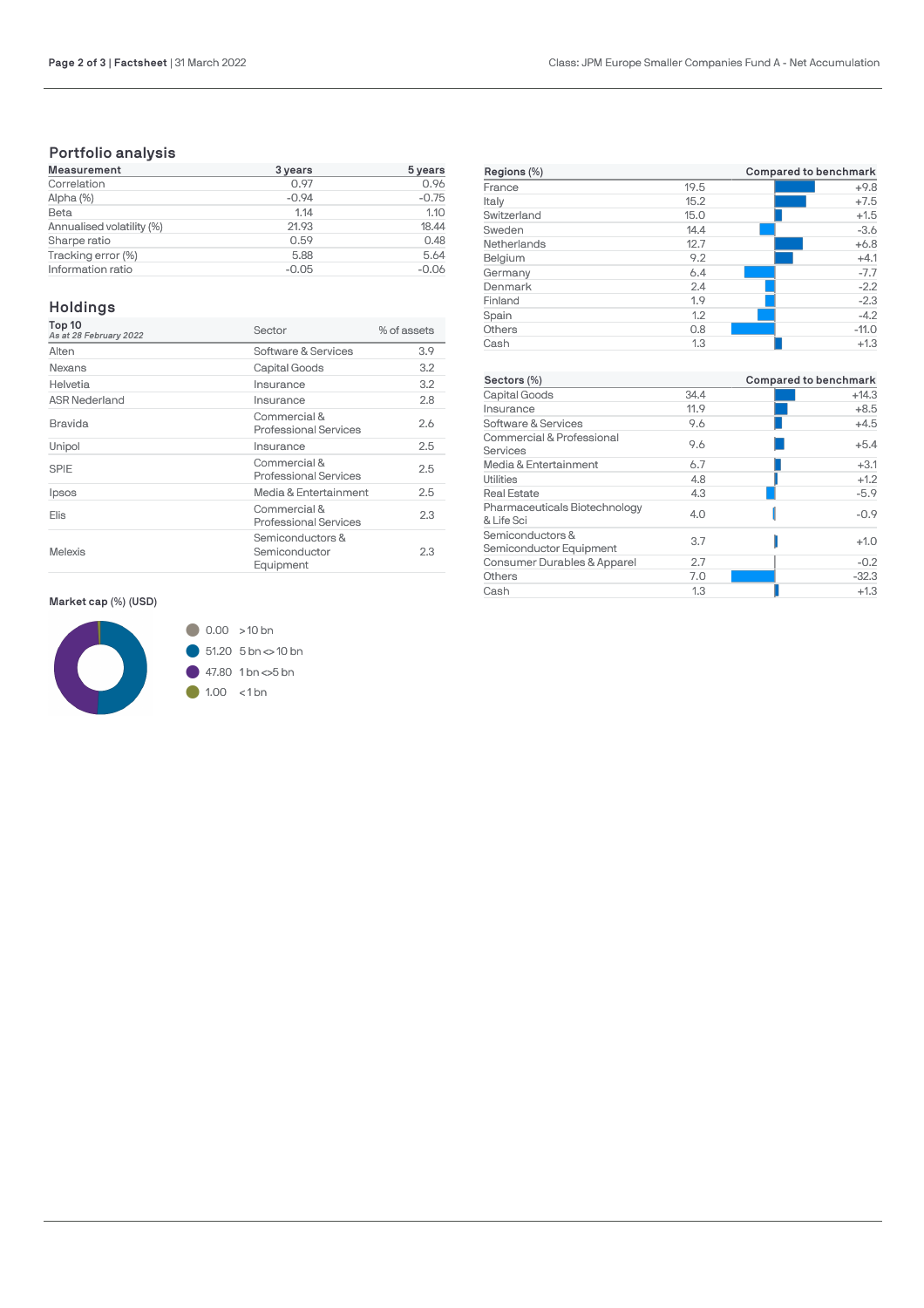## Portfolio analysis

| Measurement | 3 years | 5 years |
|---|---|---|
| Correlation | 0.97 | 0.96 |
| Alpha (%) | -0.94 | -0.75 |
| Beta | 1.14 | 1.10 |
| Annualised volatility (%) | 21.93 | 18.44 |
| Sharpe ratio | 0.59 | 0.48 |
| Tracking error (%) | 5.88 | 5.64 |
| Information ratio | -0.05 | -0.06 |

## Holdings

| Top 10<br>*As at 28 February 2022* | Sector | % of assets |
|---|---|---|
| Alten | Software & Services | 3.9 |
| Nexans | Capital Goods | 3.2 |
| Helvetia | Insurance | 3.2 |
| ASR Nederland | Insurance | 2.8 |
| Bravida | Commercial & Professional Services | 2.6 |
| Unipol | Insurance | 2.5 |
| SPIE | Commercial & Professional Services | 2.5 |
| Ipsos | Media & Entertainment | 2.5 |
| Elis | Commercial & Professional Services | 2.3 |
| Melexis | Semiconductors & Semiconductor Equipment | 2.3 |

**Market cap (%) (USD)**

- 0.00 >10 bn
- 51.20 5 bn <> 10 bn
- 47.80 1 bn <>5 bn
- 1.00 <1 bn

| Regions (%) | | Compared to benchmark |
|---|---|---|
| France | 19.5 | +9.8 |
| Italy | 15.2 | +7.5 |
| Switzerland | 15.0 | +1.5 |
| Sweden | 14.4 | -3.6 |
| Netherlands | 12.7 | +6.8 |
| Belgium | 9.2 | +4.1 |
| Germany | 6.4 | -7.7 |
| Denmark | 2.4 | -2.2 |
| Finland | 1.9 | -2.3 |
| Spain | 1.2 | -4.2 |
| Others | 0.8 | -11.0 |
| Cash | 1.3 | +1.3 |

| Sectors (%) | | Compared to benchmark |
|---|---|---|
| Capital Goods | 34.4 | +14.3 |
| Insurance | 11.9 | +8.5 |
| Software & Services | 9.6 | +4.5 |
| Commercial & Professional Services | 9.6 | +5.4 |
| Media & Entertainment | 6.7 | +3.1 |
| Utilities | 4.8 | +1.2 |
| Real Estate | 4.3 | -5.9 |
| Pharmaceuticals Biotechnology & Life Sci | 4.0 | -0.9 |
| Semiconductors & Semiconductor Equipment | 3.7 | +1.0 |
| Consumer Durables & Apparel | 2.7 | -0.2 |
| Others | 7.0 | -32.3 |
| Cash | 1.3 | +1.3 |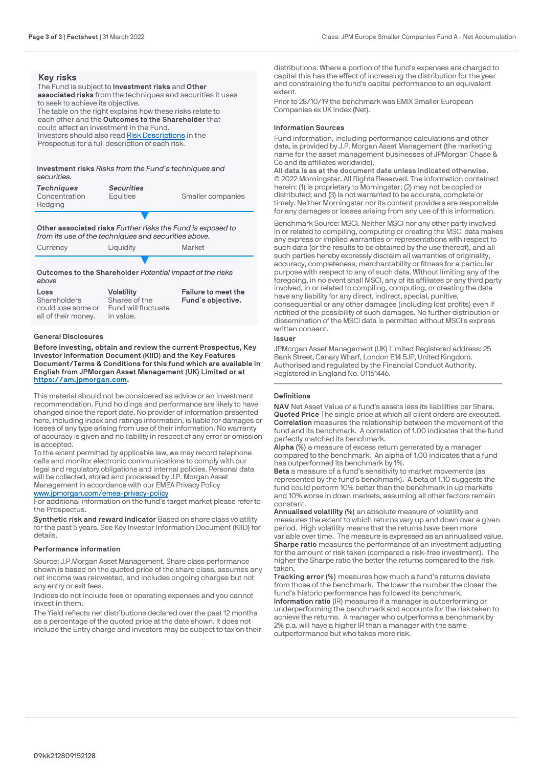## Key risks

The Fund is subject to **Investment risks** and **Other associated risks** from the techniques and securities it uses to seek to achieve its objective.

The table on the right explains how these risks relate to each other and the **Outcomes to the Shareholder** that could affect an investment in the Fund.

Investors should also read Risk Descriptions in the Prospectus for a full description of each risk.

**Investment risks** *Risks from the Fund´s techniques and securities.*

| *Techniques* | *Securities* | |
|---|---|---|
| Concentration | Equities | Smaller companies |
| Hedging | | |

**Other associated risks** *Further risks the Fund is exposed to from its use of the techniques and securities above.*

| | | |
|---|---|---|
| Currency | Liquidity | Market |

**Outcomes to the Shareholder** *Potential impact of the risks above*

| **Loss** | **Volatility** | **Failure to meet the Fund´s objective.** |
|---|---|---|
| Shareholders could lose some or all of their money. | Shares of the Fund will fluctuate in value. | |

### General Disclosures

**Before investing, obtain and review the current Prospectus, Key Investor Information Document (KIID) and the Key Features Document/Terms & Conditions for this fund which are available in English from JPMorgan Asset Management (UK) Limited or at https://am.jpmorgan.com.**

This material should not be considered as advice or an investment recommendation. Fund holdings and performance are likely to have changed since the report date. No provider of information presented here, including index and ratings information, is liable for damages or losses of any type arising from use of their information. No warranty of accuracy is given and no liability in respect of any error or omission is accepted.

To the extent permitted by applicable law, we may record telephone calls and monitor electronic communications to comply with our legal and regulatory obligations and internal policies. Personal data will be collected, stored and processed by J.P. Morgan Asset Management in accordance with our EMEA Privacy Policy www.jpmorgan.com/emea-privacy-policy

For additional information on the fund's target market please refer to the Prospectus.

**Synthetic risk and reward indicator** Based on share class volatility for the past 5 years. See Key Investor Information Document (KIID) for details.

### Performance information

Source: J.P.Morgan Asset Management. Share class performance shown is based on the quoted price of the share class, assumes any net income was reinvested, and includes ongoing charges but not any entry or exit fees.

Indices do not include fees or operating expenses and you cannot invest in them.

The Yield reflects net distributions declared over the past 12 months as a percentage of the quoted price at the date shown. It does not include the Entry charge and investors may be subject to tax on their distributions. Where a portion of the fund's expenses are charged to capital this has the effect of increasing the distribution for the year and constraining the fund's capital performance to an equivalent extent.

Prior to 28/10/19 the benchmark was EMIX Smaller European Companies ex UK Index (Net).

### Information Sources

Fund information, including performance calculations and other data, is provided by J.P. Morgan Asset Management (the marketing name for the asset management businesses of JPMorgan Chase & Co and its affiliates worldwide).

**All data is as at the document date unless indicated otherwise.**

© 2022 Morningstar. All Rights Reserved. The information contained herein: (1) is proprietary to Morningstar; (2) may not be copied or distributed; and (3) is not warranted to be accurate, complete or timely. Neither Morningstar nor its content providers are responsible for any damages or losses arising from any use of this information.

Benchmark Source: MSCI. Neither MSCI nor any other party involved in or related to compiling, computing or creating the MSCI data makes any express or implied warranties or representations with respect to such data (or the results to be obtained by the use thereof), and all such parties hereby expressly disclaim all warranties of originality, accuracy, completeness, merchantability or fitness for a particular purpose with respect to any of such data. Without limiting any of the foregoing, in no event shall MSCI, any of its affiliates or any third party involved in or related to compiling, computing, or creating the data have any liability for any direct, indirect, special, punitive, consequential or any other damages (including lost profits) even if notified of the possibility of such damages. No further distribution or dissemination of the MSCI data is permitted without MSCI's express written consent.

### Issuer

JPMorgan Asset Management (UK) Limited Registered address: 25 Bank Street, Canary Wharf, London E14 5JP, United Kingdom. Authorised and regulated by the Financial Conduct Authority. Registered in England No. 01161446.

### Definitions

**NAV** Net Asset Value of a fund's assets less its liabilities per Share.

**Quoted Price** The single price at which all client orders are executed.

**Correlation** measures the relationship between the movement of the fund and its benchmark. A correlation of 1.00 indicates that the fund perfectly matched its benchmark.

**Alpha** (%) a measure of excess return generated by a manager compared to the benchmark. An alpha of 1.00 indicates that a fund has outperformed its benchmark by 1%.

**Beta** a measure of a fund's sensitivity to market movements (as represented by the fund's benchmark). A beta of 1.10 suggests the fund could perform 10% better than the benchmark in up markets and 10% worse in down markets, assuming all other factors remain constant.

**Annualised volatility (%)** an absolute measure of volatility and measures the extent to which returns vary up and down over a given period. High volatility means that the returns have been more variable over time. The measure is expressed as an annualised value.

**Sharpe ratio** measures the performance of an investment adjusting for the amount of risk taken (compared a risk-free investment). The higher the Sharpe ratio the better the returns compared to the risk taken.

**Tracking error** (%) measures how much a fund's returns deviate from those of the benchmark. The lower the number the closer the fund's historic performance has followed its benchmark.

**Information ratio** (IR) measures if a manager is outperforming or underperforming the benchmark and accounts for the risk taken to achieve the returns. A manager who outperforms a benchmark by 2% p.a. will have a higher IR than a manager with the same outperformance but who takes more risk.

09kk212809152128